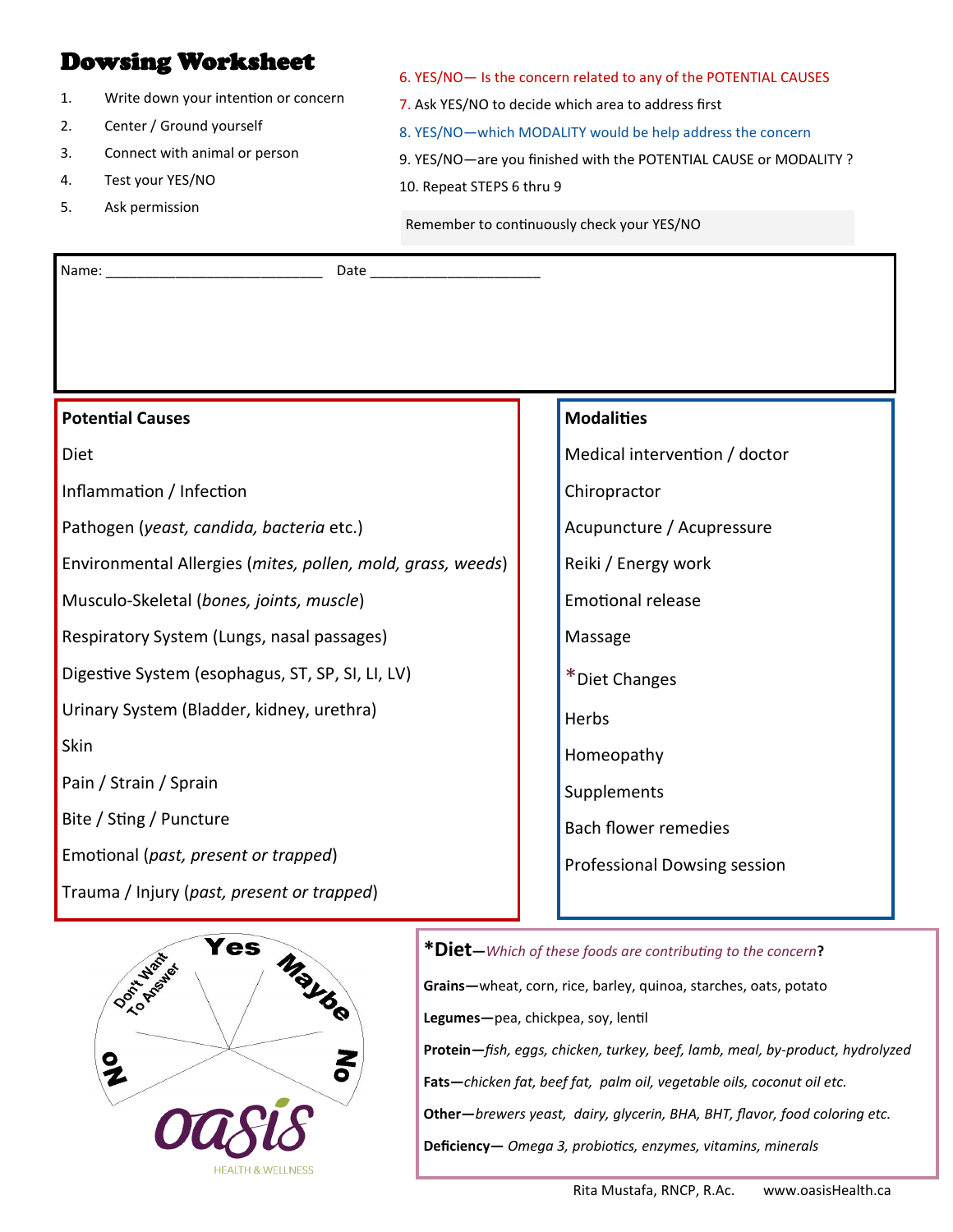# Dowsing Worksheet

1. Write down your intention or concern
2. Center / Ground yourself
3. Connect with animal or person
4. Test your YES/NO
5. Ask permission
6. YES/NO— Is the concern related to any of the POTENTIAL CAUSES
7. Ask YES/NO to decide which area to address first
8. YES/NO—which MODALITY would be help address the concern
9. YES/NO—are you finished with the POTENTIAL CAUSE or MODALITY ?
10. Repeat STEPS 6 thru 9

Remember to continuously check your YES/NO

Name: ___________________________ Date ______________________

**Potential Causes**

- Diet
- Inflammation / Infection
- Pathogen (*yeast, candida, bacteria* etc.)
- Environmental Allergies (*mites, pollen, mold, grass, weeds*)
- Musculo-Skeletal (*bones, joints, muscle*)
- Respiratory System (Lungs, nasal passages)
- Digestive System (esophagus, ST, SP, SI, LI, LV)
- Urinary System (Bladder, kidney, urethra)
- Skin
- Pain / Strain / Sprain
- Bite / Sting / Puncture
- Emotional (*past, present or trapped*)
- Trauma / Injury (*past, present or trapped*)

**Modalities**

- Medical intervention / doctor
- Chiropractor
- Acupuncture / Acupressure
- Reiki / Energy work
- Emotional release
- Massage
- *Diet Changes
- Herbs
- Homeopathy
- Supplements
- Bach flower remedies
- Professional Dowsing session

Don't Want To Answer — Yes — Maybe — No — No

oasis HEALTH & WELLNESS

**\*Diet**—*Which of these foods are contributing to the concern*?

**Grains—**wheat, corn, rice, barley, quinoa, starches, oats, potato

**Legumes—**pea, chickpea, soy, lentil

**Protein—***fish, eggs, chicken, turkey, beef, lamb, meal, by-product, hydrolyzed*

**Fats—***chicken fat, beef fat, palm oil, vegetable oils, coconut oil etc.*

**Other—***brewers yeast, dairy, glycerin, BHA, BHT, flavor, food coloring etc.*

**Deficiency—** *Omega 3, probiotics, enzymes, vitamins, minerals*

Rita Mustafa, RNCP, R.Ac. www.oasisHealth.ca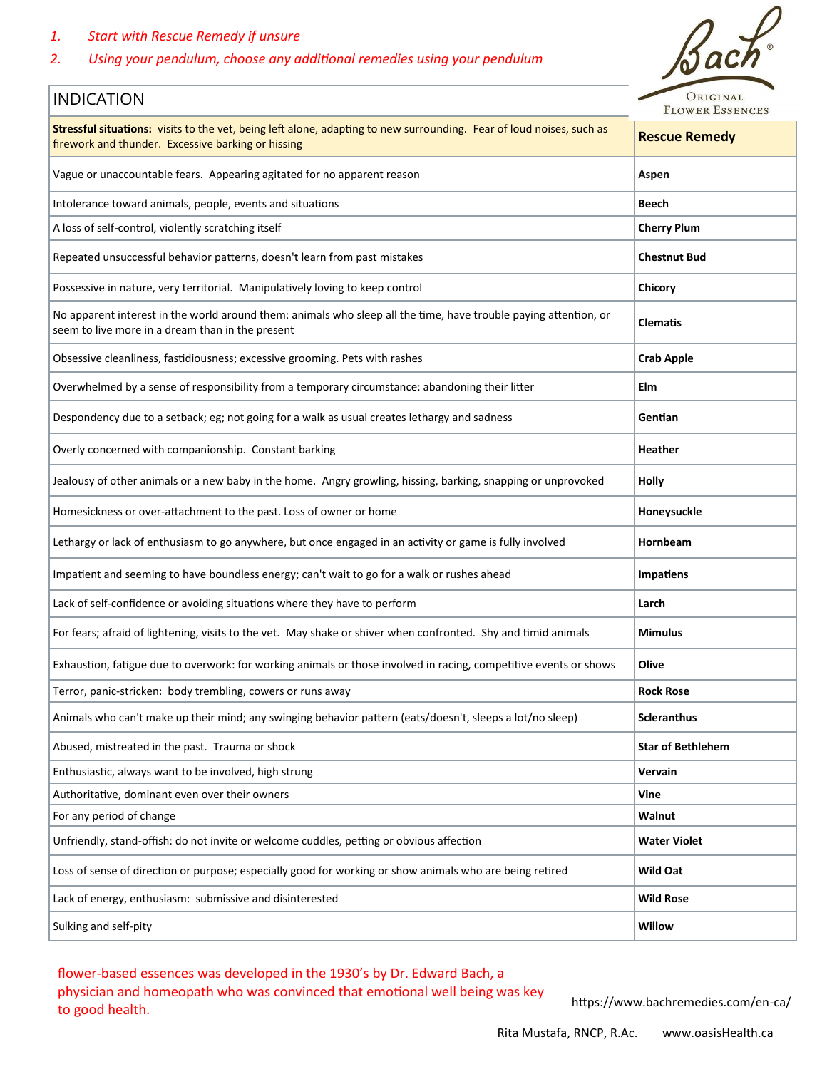1. *Start with Rescue Remedy if unsure*
2. *Using your pendulum, choose any additional remedies using your pendulum*

Bach® Original Flower Essences

| INDICATION | |
|---|---|
| **Stressful situations:** visits to the vet, being left alone, adapting to new surrounding. Fear of loud noises, such as firework and thunder. Excessive barking or hissing | **Rescue Remedy** |
| Vague or unaccountable fears. Appearing agitated for no apparent reason | **Aspen** |
| Intolerance toward animals, people, events and situations | **Beech** |
| A loss of self-control, violently scratching itself | **Cherry Plum** |
| Repeated unsuccessful behavior patterns, doesn't learn from past mistakes | **Chestnut Bud** |
| Possessive in nature, very territorial. Manipulatively loving to keep control | **Chicory** |
| No apparent interest in the world around them: animals who sleep all the time, have trouble paying attention, or seem to live more in a dream than in the present | **Clematis** |
| Obsessive cleanliness, fastidiousness; excessive grooming. Pets with rashes | **Crab Apple** |
| Overwhelmed by a sense of responsibility from a temporary circumstance: abandoning their litter | **Elm** |
| Despondency due to a setback; eg; not going for a walk as usual creates lethargy and sadness | **Gentian** |
| Overly concerned with companionship. Constant barking | **Heather** |
| Jealousy of other animals or a new baby in the home. Angry growling, hissing, barking, snapping or unprovoked | **Holly** |
| Homesickness or over-attachment to the past. Loss of owner or home | **Honeysuckle** |
| Lethargy or lack of enthusiasm to go anywhere, but once engaged in an activity or game is fully involved | **Hornbeam** |
| Impatient and seeming to have boundless energy; can't wait to go for a walk or rushes ahead | **Impatiens** |
| Lack of self-confidence or avoiding situations where they have to perform | **Larch** |
| For fears; afraid of lightening, visits to the vet. May shake or shiver when confronted. Shy and timid animals | **Mimulus** |
| Exhaustion, fatigue due to overwork: for working animals or those involved in racing, competitive events or shows | **Olive** |
| Terror, panic-stricken: body trembling, cowers or runs away | **Rock Rose** |
| Animals who can't make up their mind; any swinging behavior pattern (eats/doesn't, sleeps a lot/no sleep) | **Scleranthus** |
| Abused, mistreated in the past. Trauma or shock | **Star of Bethlehem** |
| Enthusiastic, always want to be involved, high strung | **Vervain** |
| Authoritative, dominant even over their owners | **Vine** |
| For any period of change | **Walnut** |
| Unfriendly, stand-offish: do not invite or welcome cuddles, petting or obvious affection | **Water Violet** |
| Loss of sense of direction or purpose; especially good for working or show animals who are being retired | **Wild Oat** |
| Lack of energy, enthusiasm: submissive and disinterested | **Wild Rose** |
| Sulking and self-pity | **Willow** |

flower-based essences was developed in the 1930's by Dr. Edward Bach, a physician and homeopath who was convinced that emotional well being was key to good health.

https://www.bachremedies.com/en-ca/

Rita Mustafa, RNCP, R.Ac. www.oasisHealth.ca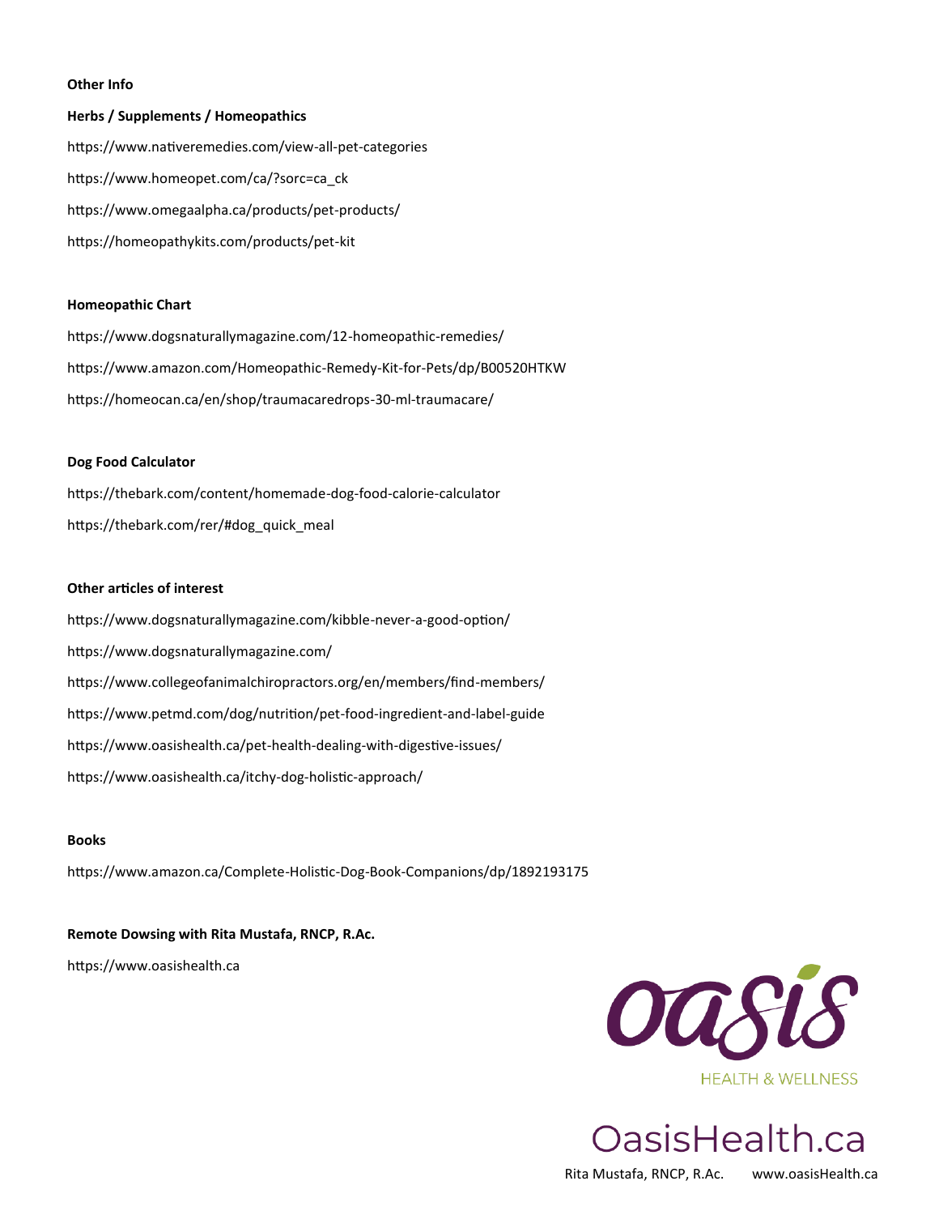**Other Info**

**Herbs / Supplements / Homeopathics**

https://www.nativeremedies.com/view-all-pet-categories

https://www.homeopet.com/ca/?sorc=ca_ck

https://www.omegaalpha.ca/products/pet-products/

https://homeopathykits.com/products/pet-kit

**Homeopathic Chart**

https://www.dogsnaturallymagazine.com/12-homeopathic-remedies/

https://www.amazon.com/Homeopathic-Remedy-Kit-for-Pets/dp/B00520HTKW

https://homeocan.ca/en/shop/traumacaredrops-30-ml-traumacare/

**Dog Food Calculator**

https://thebark.com/content/homemade-dog-food-calorie-calculator

https://thebark.com/rer/#dog_quick_meal

**Other articles of interest**

https://www.dogsnaturallymagazine.com/kibble-never-a-good-option/

https://www.dogsnaturallymagazine.com/

https://www.collegeofanimalchiropractors.org/en/members/find-members/

https://www.petmd.com/dog/nutrition/pet-food-ingredient-and-label-guide

https://www.oasishealth.ca/pet-health-dealing-with-digestive-issues/

https://www.oasishealth.ca/itchy-dog-holistic-approach/

**Books**

https://www.amazon.ca/Complete-Holistic-Dog-Book-Companions/dp/1892193175

**Remote Dowsing with Rita Mustafa, RNCP, R.Ac.**

https://www.oasishealth.ca

oasis HEALTH & WELLNESS

OasisHealth.ca

Rita Mustafa, RNCP, R.Ac. www.oasisHealth.ca